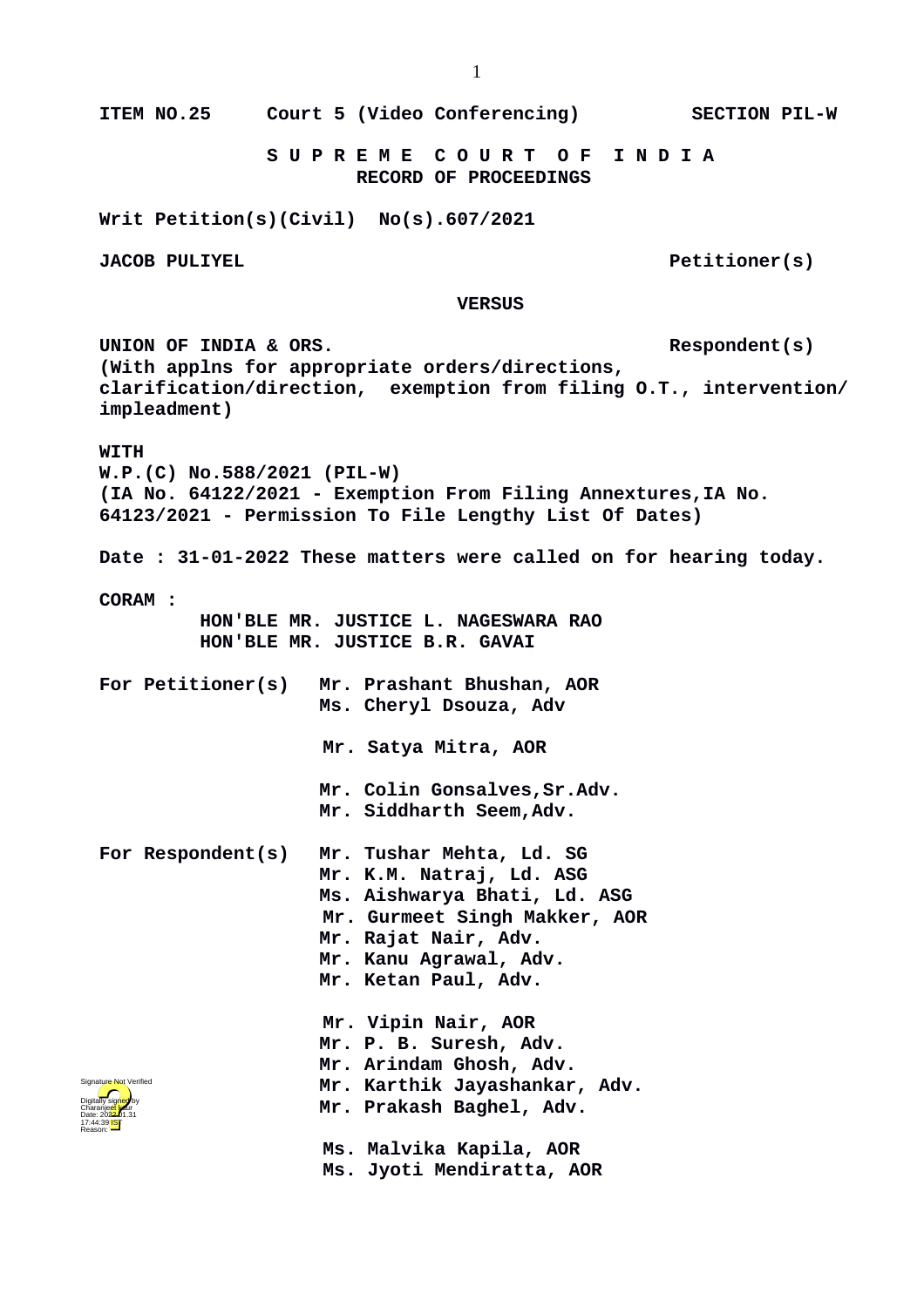**ITEM NO.25 Court 5 (Video Conferencing) SECTION PIL-W**

**S U P R E M E C O U R T O F I N D I A**
**RECORD OF PROCEEDINGS**

**Writ Petition(s)(Civil) No(s).607/2021**

**JACOB PULIYEL Petitioner(s)**

**VERSUS**

**UNION OF INDIA & ORS. Respondent(s)**
**(With applns for appropriate orders/directions, clarification/direction, exemption from filing O.T., intervention/ impleadment)**

**WITH**
**W.P.(C) No.588/2021 (PIL-W)**
**(IA No. 64122/2021 - Exemption From Filing Annextures,IA No. 64123/2021 - Permission To File Lengthy List Of Dates)**

**Date : 31-01-2022 These matters were called on for hearing today.**

**CORAM :**
**HON'BLE MR. JUSTICE L. NAGESWARA RAO**
**HON'BLE MR. JUSTICE B.R. GAVAI**

**For Petitioner(s)** **Mr. Prashant Bhushan, AOR**
**Ms. Cheryl Dsouza, Adv**

**Mr. Satya Mitra, AOR**

**Mr. Colin Gonsalves,Sr.Adv.**
**Mr. Siddharth Seem,Adv.**

**For Respondent(s)** **Mr. Tushar Mehta, Ld. SG**
**Mr. K.M. Natraj, Ld. ASG**
**Ms. Aishwarya Bhati, Ld. ASG**
**Mr. Gurmeet Singh Makker, AOR**
**Mr. Rajat Nair, Adv.**
**Mr. Kanu Agrawal, Adv.**
**Mr. Ketan Paul, Adv.**

**Mr. Vipin Nair, AOR**
**Mr. P. B. Suresh, Adv.**
**Mr. Arindam Ghosh, Adv.**
**Mr. Karthik Jayashankar, Adv.**
**Mr. Prakash Baghel, Adv.**

**Ms. Malvika Kapila, AOR**
**Ms. Jyoti Mendiratta, AOR**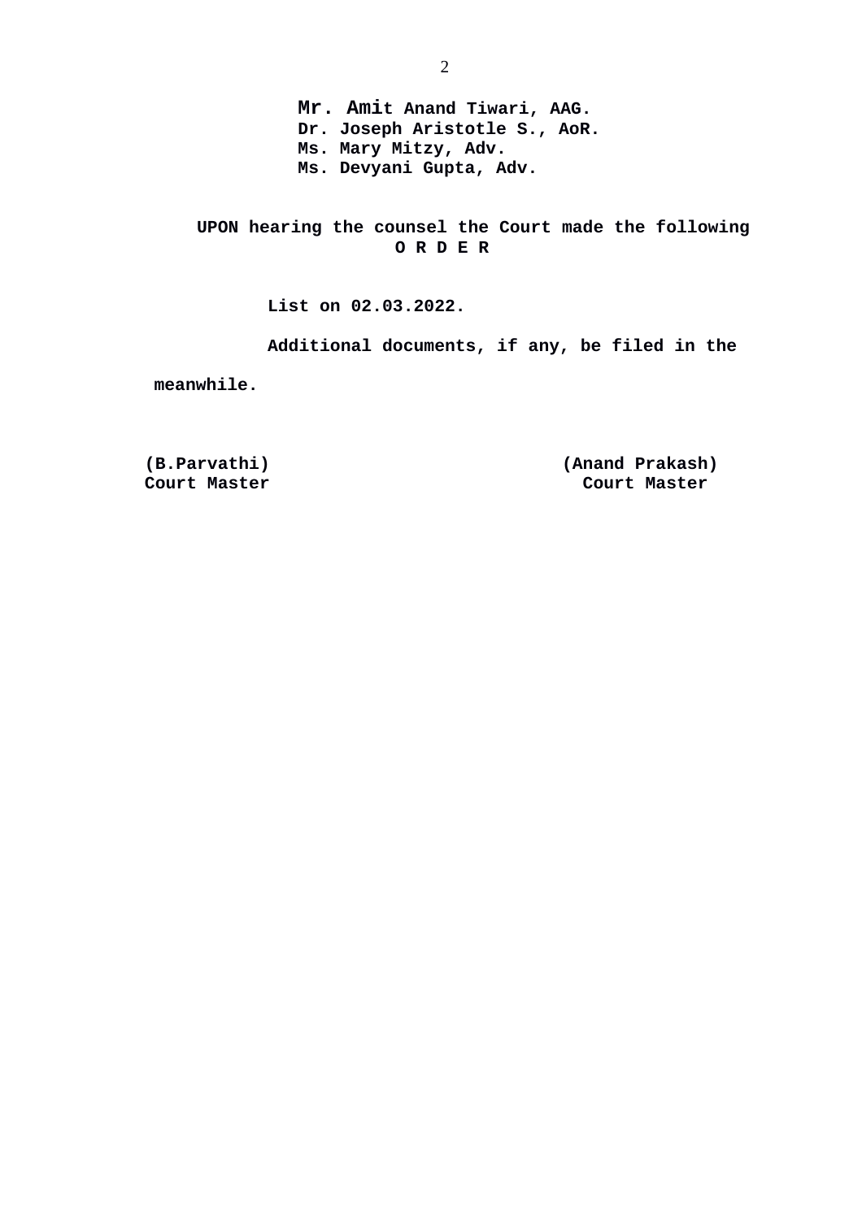**Mr. Amit Anand Tiwari, AAG.**
**Dr. Joseph Aristotle S., AoR.**
**Ms. Mary Mitzy, Adv.**
**Ms. Devyani Gupta, Adv.**

**UPON hearing the counsel the Court made the following**

**O R D E R**

**List on 02.03.2022.**

**Additional documents, if any, be filed in the meanwhile.**

| | |
|---|---|
| **(B.Parvathi)** | **(Anand Prakash)** |
| **Court Master** | **Court Master** |